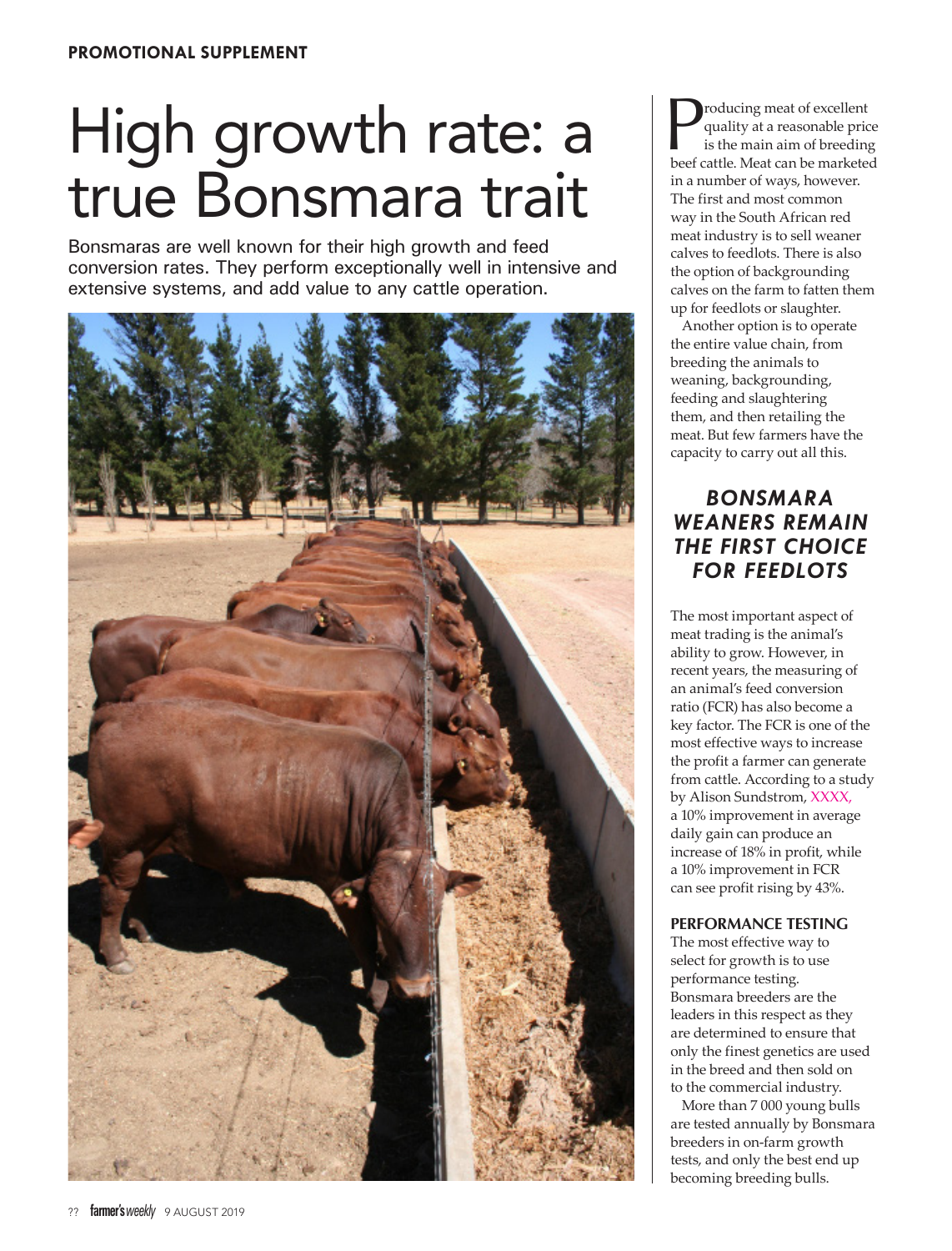**PROMOTIONAL SUPPLEMENT**

# High growth rate: a true Bonsmara trait

Bonsmaras are well known for their high growth and feed conversion rates. They perform exceptionally well in intensive and extensive systems, and add value to any cattle operation.

Producing meat of excellent quality at a reasonable price is the main aim of breeding beef cattle. Meat can be marketed in a number of ways, however. The first and most common way in the South African red meat industry is to sell weaner calves to feedlots. There is also the option of backgrounding calves on the farm to fatten them up for feedlots or slaughter.

Another option is to operate the entire value chain, from breeding the animals to weaning, backgrounding, feeding and slaughtering them, and then retailing the meat. But few farmers have the capacity to carry out all this.

## *BONSMARA WEANERS REMAIN THE FIRST CHOICE FOR FEEDLOTS*

The most important aspect of meat trading is the animal's ability to grow. However, in recent years, the measuring of an animal's feed conversion ratio (FCR) has also become a key factor. The FCR is one of the most effective ways to increase the profit a farmer can generate from cattle. According to a study by Alison Sundstrom, XXXX, a 10% improvement in average daily gain can produce an increase of 18% in profit, while a 10% improvement in FCR can see profit rising by 43%.

### PERFORMANCE TESTING

The most effective way to select for growth is to use performance testing. Bonsmara breeders are the leaders in this respect as they are determined to ensure that only the finest genetics are used in the breed and then sold on to the commercial industry.

More than 7 000 young bulls are tested annually by Bonsmara breeders in on-farm growth tests, and only the best end up becoming breeding bulls.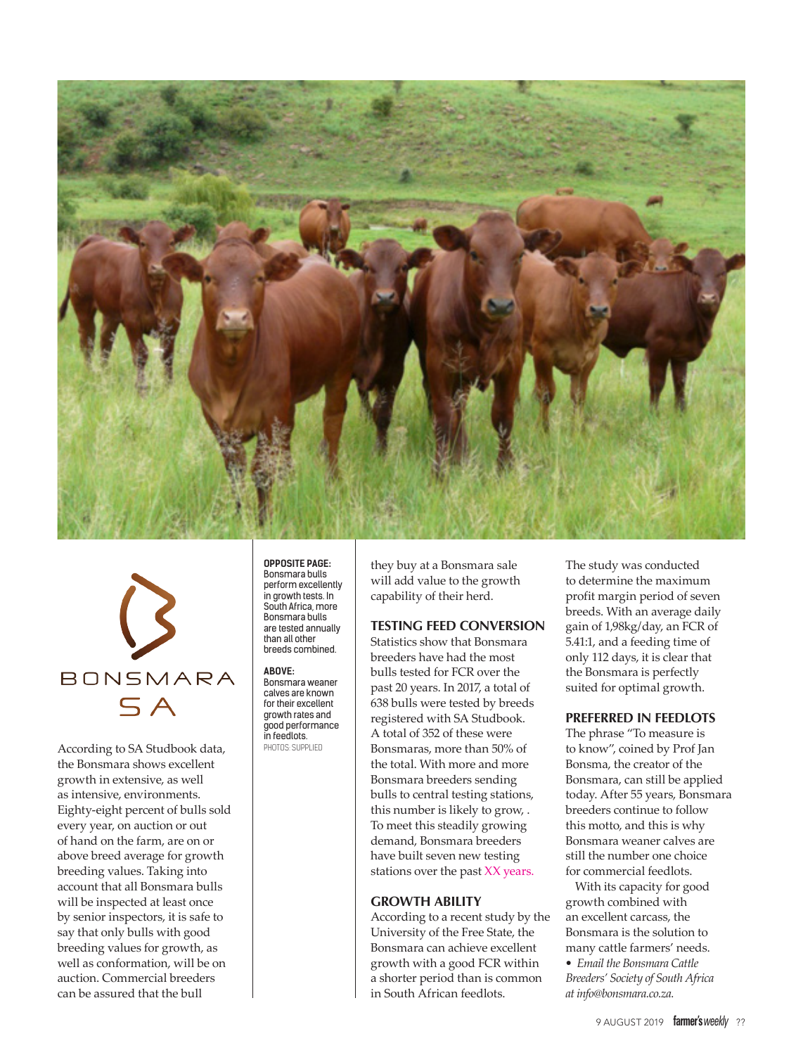BONSMARA SA

According to SA Studbook data, the Bonsmara shows excellent growth in extensive, as well as intensive, environments. Eighty-eight percent of bulls sold every year, on auction or out of hand on the farm, are on or above breed average for growth breeding values. Taking into account that all Bonsmara bulls will be inspected at least once by senior inspectors, it is safe to say that only bulls with good breeding values for growth, as well as conformation, will be on auction. Commercial breeders can be assured that the bull they buy at a Bonsmara sale will add value to the growth capability of their herd.

**OPPOSITE PAGE:** Bonsmara bulls perform excellently in growth tests. In South Africa, more Bonsmara bulls are tested annually than all other breeds combined.

**ABOVE:** Bonsmara weaner calves are known for their excellent growth rates and good performance in feedlots.
PHOTOS: SUPPLIED

## TESTING FEED CONVERSION

Statistics show that Bonsmara breeders have had the most bulls tested for FCR over the past 20 years. In 2017, a total of 638 bulls were tested by breeds registered with SA Studbook. A total of 352 of these were Bonsmaras, more than 50% of the total. With more and more Bonsmara breeders sending bulls to central testing stations, this number is likely to grow, . To meet this steadily growing demand, Bonsmara breeders have built seven new testing stations over the past XX years.

## GROWTH ABILITY

According to a recent study by the University of the Free State, the Bonsmara can achieve excellent growth with a good FCR within a shorter period than is common in South African feedlots. The study was conducted to determine the maximum profit margin period of seven breeds. With an average daily gain of 1,98kg/day, an FCR of 5.41:1, and a feeding time of only 112 days, it is clear that the Bonsmara is perfectly suited for optimal growth.

## PREFERRED IN FEEDLOTS

The phrase "To measure is to know", coined by Prof Jan Bonsma, the creator of the Bonsmara, can still be applied today. After 55 years, Bonsmara breeders continue to follow this motto, and this is why Bonsmara weaner calves are still the number one choice for commercial feedlots.

With its capacity for good growth combined with an excellent carcass, the Bonsmara is the solution to many cattle farmers' needs.

• *Email the Bonsmara Cattle Breeders' Society of South Africa at info@bonsmara.co.za.*